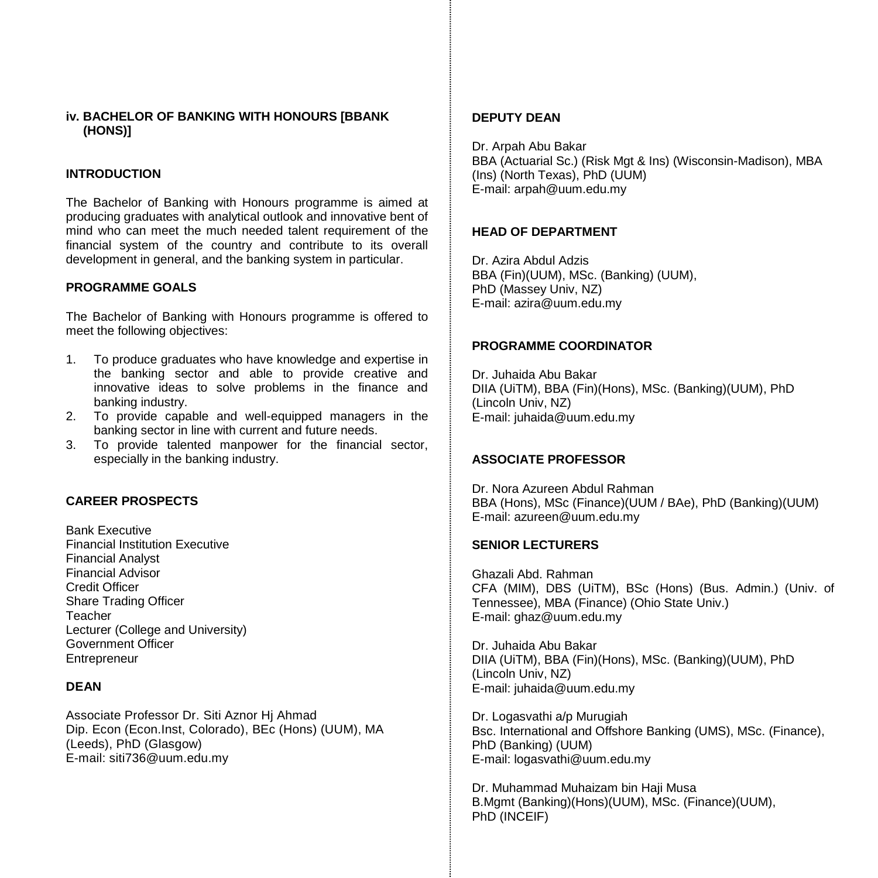## iv. BACHELOR OF BANKING WITH HONOURS [BBANK (HONS)]

### INTRODUCTION

The Bachelor of Banking with Honours programme is aimed at producing graduates with analytical outlook and innovative bent of mind who can meet the much needed talent requirement of the financial system of the country and contribute to its overall development in general, and the banking system in particular.

### PROGRAMME GOALS

The Bachelor of Banking with Honours programme is offered to meet the following objectives:

1. To produce graduates who have knowledge and expertise in the banking sector and able to provide creative and innovative ideas to solve problems in the finance and banking industry.
2. To provide capable and well-equipped managers in the banking sector in line with current and future needs.
3. To provide talented manpower for the financial sector, especially in the banking industry.

### CAREER PROSPECTS

Bank Executive
Financial Institution Executive
Financial Analyst
Financial Advisor
Credit Officer
Share Trading Officer
Teacher
Lecturer (College and University)
Government Officer
Entrepreneur

### DEAN

Associate Professor Dr. Siti Aznor Hj Ahmad
Dip. Econ (Econ.Inst, Colorado), BEc (Hons) (UUM), MA (Leeds), PhD (Glasgow)
E-mail: siti736@uum.edu.my

### DEPUTY DEAN

Dr. Arpah Abu Bakar
BBA (Actuarial Sc.) (Risk Mgt & Ins) (Wisconsin-Madison), MBA (Ins) (North Texas), PhD (UUM)
E-mail: arpah@uum.edu.my

### HEAD OF DEPARTMENT

Dr. Azira Abdul Adzis
BBA (Fin)(UUM), MSc. (Banking) (UUM), PhD (Massey Univ, NZ)
E-mail: azira@uum.edu.my

### PROGRAMME COORDINATOR

Dr. Juhaida Abu Bakar
DIIA (UiTM), BBA (Fin)(Hons), MSc. (Banking)(UUM), PhD (Lincoln Univ, NZ)
E-mail: juhaida@uum.edu.my

### ASSOCIATE PROFESSOR

Dr. Nora Azureen Abdul Rahman
BBA (Hons), MSc (Finance)(UUM / BAe), PhD (Banking)(UUM)
E-mail: azureen@uum.edu.my

### SENIOR LECTURERS

Ghazali Abd. Rahman
CFA (MIM), DBS (UiTM), BSc (Hons) (Bus. Admin.) (Univ. of Tennessee), MBA (Finance) (Ohio State Univ.)
E-mail: ghaz@uum.edu.my

Dr. Juhaida Abu Bakar
DIIA (UiTM), BBA (Fin)(Hons), MSc. (Banking)(UUM), PhD (Lincoln Univ, NZ)
E-mail: juhaida@uum.edu.my

Dr. Logasvathi a/p Murugiah
Bsc. International and Offshore Banking (UMS), MSc. (Finance), PhD (Banking) (UUM)
E-mail: logasvathi@uum.edu.my

Dr. Muhammad Muhaizam bin Haji Musa
B.Mgmt (Banking)(Hons)(UUM), MSc. (Finance)(UUM), PhD (INCEIF)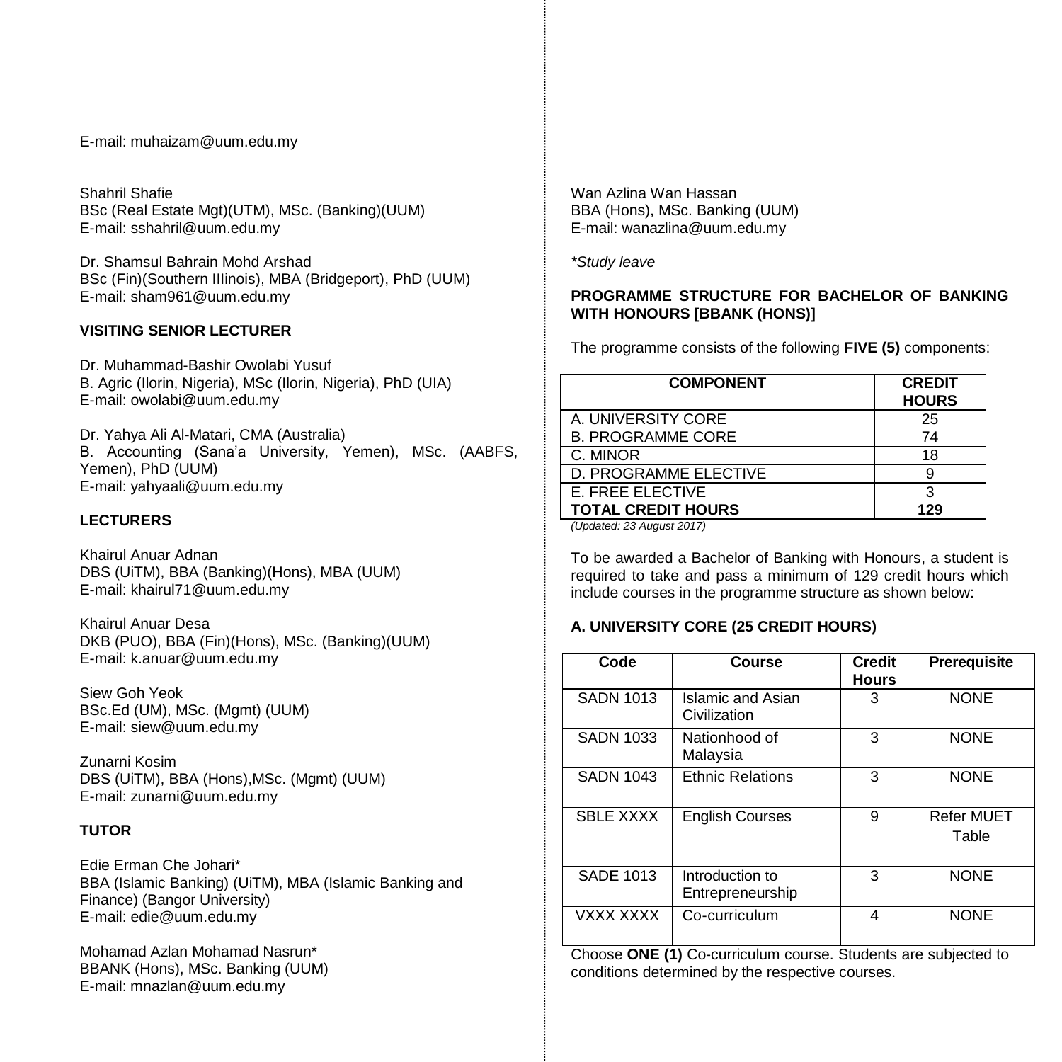E-mail: muhaizam@uum.edu.my

Shahril Shafie
BSc (Real Estate Mgt)(UTM), MSc. (Banking)(UUM)
E-mail: sshahril@uum.edu.my

Dr. Shamsul Bahrain Mohd Arshad
BSc (Fin)(Southern IIlinois), MBA (Bridgeport), PhD (UUM)
E-mail: sham961@uum.edu.my

**VISITING SENIOR LECTURER**

Dr. Muhammad-Bashir Owolabi Yusuf
B. Agric (Ilorin, Nigeria), MSc (Ilorin, Nigeria), PhD (UIA)
E-mail: owolabi@uum.edu.my

Dr. Yahya Ali Al-Matari, CMA (Australia)
B. Accounting (Sana'a University, Yemen), MSc. (AABFS, Yemen), PhD (UUM)
E-mail: yahyaali@uum.edu.my

**LECTURERS**

Khairul Anuar Adnan
DBS (UiTM), BBA (Banking)(Hons), MBA (UUM)
E-mail: khairul71@uum.edu.my

Khairul Anuar Desa
DKB (PUO), BBA (Fin)(Hons), MSc. (Banking)(UUM)
E-mail: k.anuar@uum.edu.my

Siew Goh Yeok
BSc.Ed (UM), MSc. (Mgmt) (UUM)
E-mail: siew@uum.edu.my

Zunarni Kosim
DBS (UiTM), BBA (Hons),MSc. (Mgmt) (UUM)
E-mail: zunarni@uum.edu.my

**TUTOR**

Edie Erman Che Johari*
BBA (Islamic Banking) (UiTM), MBA (Islamic Banking and Finance) (Bangor University)
E-mail: edie@uum.edu.my

Mohamad Azlan Mohamad Nasrun*
BBANK (Hons), MSc. Banking (UUM)
E-mail: mnazlan@uum.edu.my

Wan Azlina Wan Hassan
BBA (Hons), MSc. Banking (UUM)
E-mail: wanazlina@uum.edu.my

*\*Study leave*

**PROGRAMME STRUCTURE FOR BACHELOR OF BANKING WITH HONOURS [BBANK (HONS)]**

The programme consists of the following **FIVE (5)** components:

| COMPONENT | CREDIT HOURS |
|---|---|
| A. UNIVERSITY CORE | 25 |
| B. PROGRAMME CORE | 74 |
| C. MINOR | 18 |
| D. PROGRAMME ELECTIVE | 9 |
| E. FREE ELECTIVE | 3 |
| **TOTAL CREDIT HOURS** | **129** |

*(Updated: 23 August 2017)*

To be awarded a Bachelor of Banking with Honours, a student is required to take and pass a minimum of 129 credit hours which include courses in the programme structure as shown below:

**A. UNIVERSITY CORE (25 CREDIT HOURS)**

| Code | Course | Credit Hours | Prerequisite |
|---|---|---|---|
| SADN 1013 | Islamic and Asian Civilization | 3 | NONE |
| SADN 1033 | Nationhood of Malaysia | 3 | NONE |
| SADN 1043 | Ethnic Relations | 3 | NONE |
| SBLE XXXX | English Courses | 9 | Refer MUET Table |
| SADE 1013 | Introduction to Entrepreneurship | 3 | NONE |
| VXXX XXXX | Co-curriculum | 4 | NONE |

Choose **ONE (1)** Co-curriculum course. Students are subjected to conditions determined by the respective courses.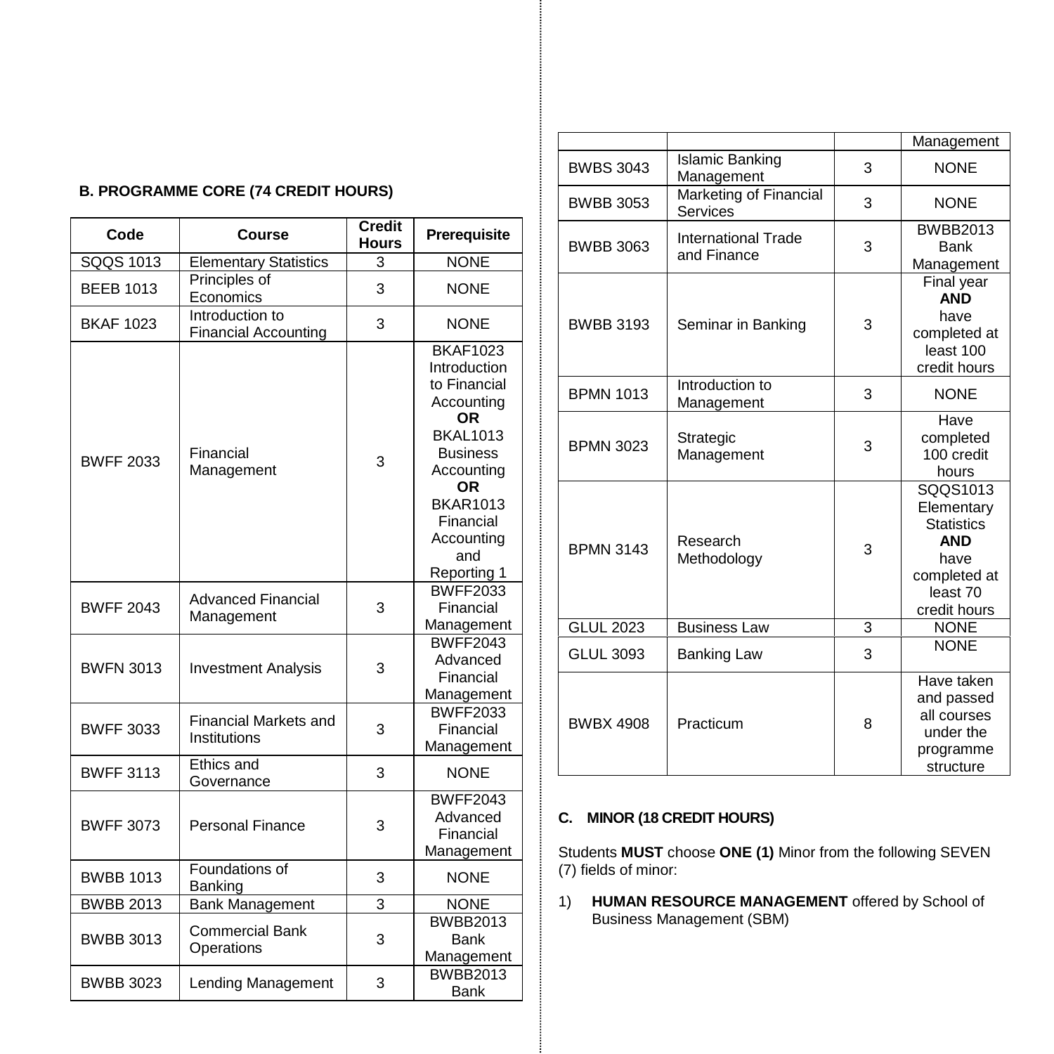**B. PROGRAMME CORE (74 CREDIT HOURS)**

| Code | Course | Credit Hours | Prerequisite |
|---|---|---|---|
| SQQS 1013 | Elementary Statistics | 3 | NONE |
| BEEB 1013 | Principles of Economics | 3 | NONE |
| BKAF 1023 | Introduction to Financial Accounting | 3 | NONE |
| BWFF 2033 | Financial Management | 3 | BKAF1023 Introduction to Financial Accounting **OR** BKAL1013 Business Accounting **OR** BKAR1013 Financial Accounting and Reporting 1 |
| BWFF 2043 | Advanced Financial Management | 3 | BWFF2033 Financial Management |
| BWFN 3013 | Investment Analysis | 3 | BWFF2043 Advanced Financial Management |
| BWFF 3033 | Financial Markets and Institutions | 3 | BWFF2033 Financial Management |
| BWFF 3113 | Ethics and Governance | 3 | NONE |
| BWFF 3073 | Personal Finance | 3 | BWFF2043 Advanced Financial Management |
| BWBB 1013 | Foundations of Banking | 3 | NONE |
| BWBB 2013 | Bank Management | 3 | NONE |
| BWBB 3013 | Commercial Bank Operations | 3 | BWBB2013 Bank Management |
| BWBB 3023 | Lending Management | 3 | BWBB2013 Bank Management |
| BWBS 3043 | Islamic Banking Management | 3 | NONE |
| BWBB 3053 | Marketing of Financial Services | 3 | NONE |
| BWBB 3063 | International Trade and Finance | 3 | BWBB2013 Bank Management |
| BWBB 3193 | Seminar in Banking | 3 | Final year **AND** have completed at least 100 credit hours |
| BPMN 1013 | Introduction to Management | 3 | NONE |
| BPMN 3023 | Strategic Management | 3 | Have completed 100 credit hours |
| BPMN 3143 | Research Methodology | 3 | SQQS1013 Elementary Statistics **AND** have completed at least 70 credit hours |
| GLUL 2023 | Business Law | 3 | NONE |
| GLUL 3093 | Banking Law | 3 | NONE |
| BWBX 4908 | Practicum | 8 | Have taken and passed all courses under the programme structure |

**C. MINOR (18 CREDIT HOURS)**

Students **MUST** choose **ONE (1)** Minor from the following SEVEN (7) fields of minor:

1) **HUMAN RESOURCE MANAGEMENT** offered by School of Business Management (SBM)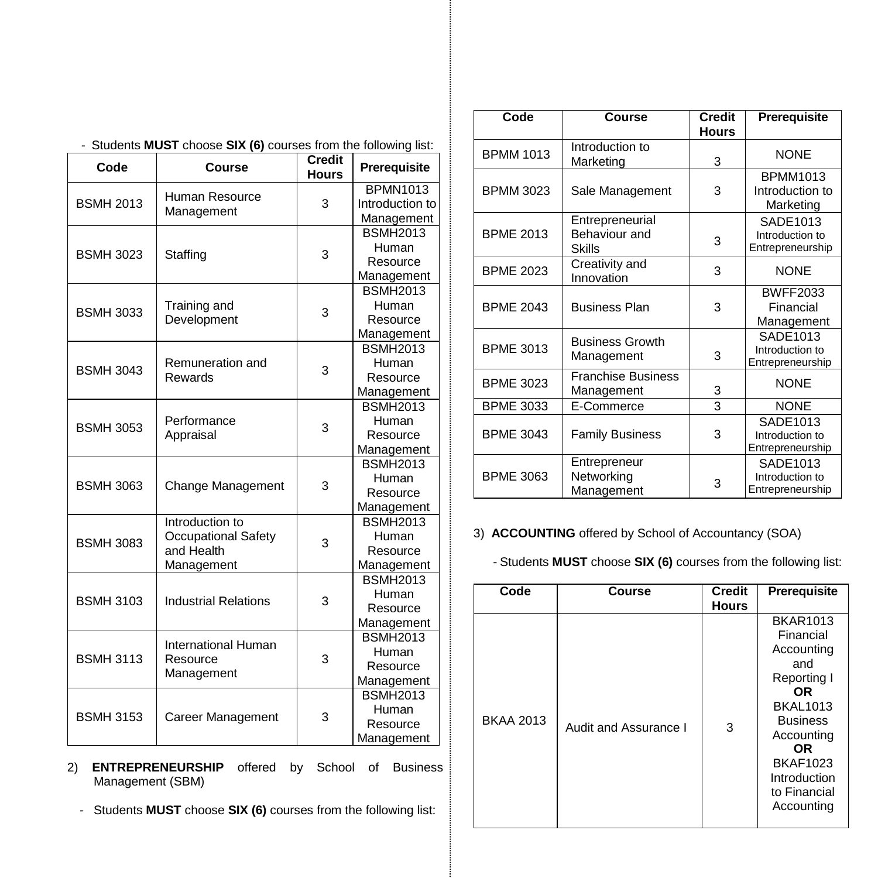- Students **MUST** choose **SIX (6)** courses from the following list:

| Code | Course | Credit Hours | Prerequisite |
|---|---|---|---|
| BSMH 2013 | Human Resource Management | 3 | BPMN1013 Introduction to Management |
| BSMH 3023 | Staffing | 3 | BSMH2013 Human Resource Management |
| BSMH 3033 | Training and Development | 3 | BSMH2013 Human Resource Management |
| BSMH 3043 | Remuneration and Rewards | 3 | BSMH2013 Human Resource Management |
| BSMH 3053 | Performance Appraisal | 3 | BSMH2013 Human Resource Management |
| BSMH 3063 | Change Management | 3 | BSMH2013 Human Resource Management |
| BSMH 3083 | Introduction to Occupational Safety and Health Management | 3 | BSMH2013 Human Resource Management |
| BSMH 3103 | Industrial Relations | 3 | BSMH2013 Human Resource Management |
| BSMH 3113 | International Human Resource Management | 3 | BSMH2013 Human Resource Management |
| BSMH 3153 | Career Management | 3 | BSMH2013 Human Resource Management |

2) **ENTREPRENEURSHIP** offered by School of Business Management (SBM)

- Students **MUST** choose **SIX (6)** courses from the following list:

| Code | Course | Credit Hours | Prerequisite |
|---|---|---|---|
| BPMM 1013 | Introduction to Marketing | 3 | NONE |
| BPMM 3023 | Sale Management | 3 | BPMM1013 Introduction to Marketing |
| BPME 2013 | Entrepreneurial Behaviour and Skills | 3 | SADE1013 Introduction to Entrepreneurship |
| BPME 2023 | Creativity and Innovation | 3 | NONE |
| BPME 2043 | Business Plan | 3 | BWFF2033 Financial Management |
| BPME 3013 | Business Growth Management | 3 | SADE1013 Introduction to Entrepreneurship |
| BPME 3023 | Franchise Business Management | 3 | NONE |
| BPME 3033 | E-Commerce | 3 | NONE |
| BPME 3043 | Family Business | 3 | SADE1013 Introduction to Entrepreneurship |
| BPME 3063 | Entrepreneur Networking Management | 3 | SADE1013 Introduction to Entrepreneurship |

3) **ACCOUNTING** offered by School of Accountancy (SOA)

- Students **MUST** choose **SIX (6)** courses from the following list:

| Code | Course | Credit Hours | Prerequisite |
|---|---|---|---|
| BKAA 2013 | Audit and Assurance I | 3 | BKAR1013 Financial Accounting and Reporting I **OR** BKAL1013 Business Accounting **OR** BKAF1023 Introduction to Financial Accounting |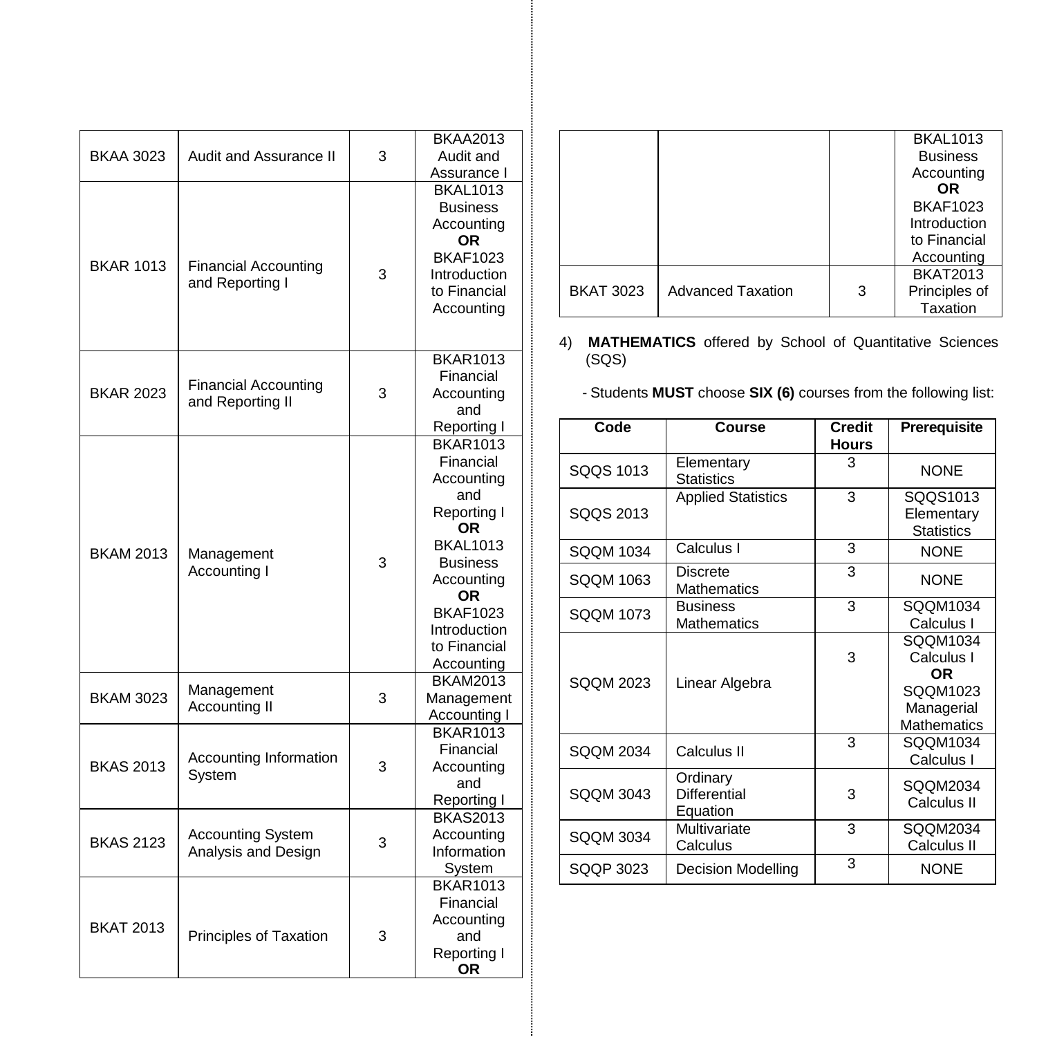| | | | |
|---|---|---|---|
| BKAA 3023 | Audit and Assurance II | 3 | BKAA2013 Audit and Assurance I |
| BKAR 1013 | Financial Accounting and Reporting I | 3 | BKAL1013 Business Accounting **OR** BKAF1023 Introduction to Financial Accounting |
| BKAR 2023 | Financial Accounting and Reporting II | 3 | BKAR1013 Financial Accounting and Reporting I |
| BKAM 2013 | Management Accounting I | 3 | BKAR1013 Financial Accounting and Reporting I **OR** BKAL1013 Business Accounting **OR** BKAF1023 Introduction to Financial Accounting |
| BKAM 3023 | Management Accounting II | 3 | BKAM2013 Management Accounting I |
| BKAS 2013 | Accounting Information System | 3 | BKAR1013 Financial Accounting and Reporting I |
| BKAS 2123 | Accounting System Analysis and Design | 3 | BKAS2013 Accounting Information System |
| BKAT 2013 | Principles of Taxation | 3 | BKAR1013 Financial Accounting and Reporting I **OR** BKAL1013 Business Accounting **OR** BKAF1023 Introduction to Financial Accounting |
| BKAT 3023 | Advanced Taxation | 3 | BKAT2013 Principles of Taxation |

4) **MATHEMATICS** offered by School of Quantitative Sciences (SQS)

- Students **MUST** choose **SIX (6)** courses from the following list:

| Code | Course | Credit Hours | Prerequisite |
|---|---|---|---|
| SQQS 1013 | Elementary Statistics | 3 | NONE |
| SQQS 2013 | Applied Statistics | 3 | SQQS1013 Elementary Statistics |
| SQQM 1034 | Calculus I | 3 | NONE |
| SQQM 1063 | Discrete Mathematics | 3 | NONE |
| SQQM 1073 | Business Mathematics | 3 | SQQM1034 Calculus I |
| SQQM 2023 | Linear Algebra | 3 | SQQM1034 Calculus I **OR** SQQM1023 Managerial Mathematics |
| SQQM 2034 | Calculus II | 3 | SQQM1034 Calculus I |
| SQQM 3043 | Ordinary Differential Equation | 3 | SQQM2034 Calculus II |
| SQQM 3034 | Multivariate Calculus | 3 | SQQM2034 Calculus II |
| SQQP 3023 | Decision Modelling | 3 | NONE |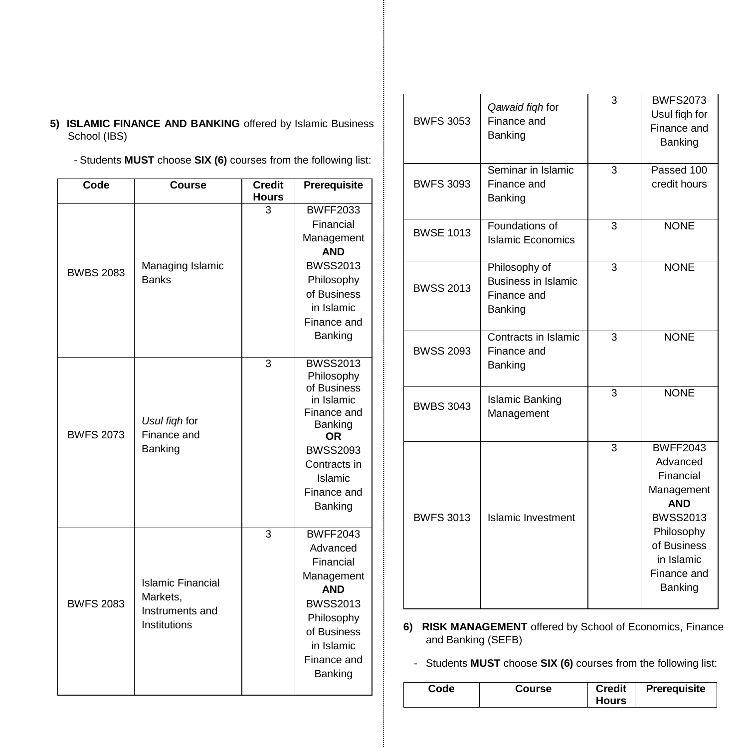5) **ISLAMIC FINANCE AND BANKING** offered by Islamic Business School (IBS)

- Students **MUST** choose **SIX (6)** courses from the following list:

| Code | Course | Credit Hours | Prerequisite |
|---|---|---|---|
| BWBS 2083 | Managing Islamic Banks | 3 | BWFF2033 Financial Management **AND** BWSS2013 Philosophy of Business in Islamic Finance and Banking |
| BWFS 2073 | *Usul fiqh* for Finance and Banking | 3 | BWSS2013 Philosophy of Business in Islamic Finance and Banking **OR** BWSS2093 Contracts in Islamic Finance and Banking |
| BWFS 2083 | Islamic Financial Markets, Instruments and Institutions | 3 | BWFF2043 Advanced Financial Management **AND** BWSS2013 Philosophy of Business in Islamic Finance and Banking |
| BWFS 3053 | *Qawaid fiqh* for Finance and Banking | 3 | BWFS2073 Usul fiqh for Finance and Banking |
| BWFS 3093 | Seminar in Islamic Finance and Banking | 3 | Passed 100 credit hours |
| BWSE 1013 | Foundations of Islamic Economics | 3 | NONE |
| BWSS 2013 | Philosophy of Business in Islamic Finance and Banking | 3 | NONE |
| BWSS 2093 | Contracts in Islamic Finance and Banking | 3 | NONE |
| BWBS 3043 | Islamic Banking Management | 3 | NONE |
| BWFS 3013 | Islamic Investment | 3 | BWFF2043 Advanced Financial Management **AND** BWSS2013 Philosophy of Business in Islamic Finance and Banking |

6) **RISK MANAGEMENT** offered by School of Economics, Finance and Banking (SEFB)

- Students **MUST** choose **SIX (6)** courses from the following list:

| Code | Course | Credit Hours | Prerequisite |
|---|---|---|---|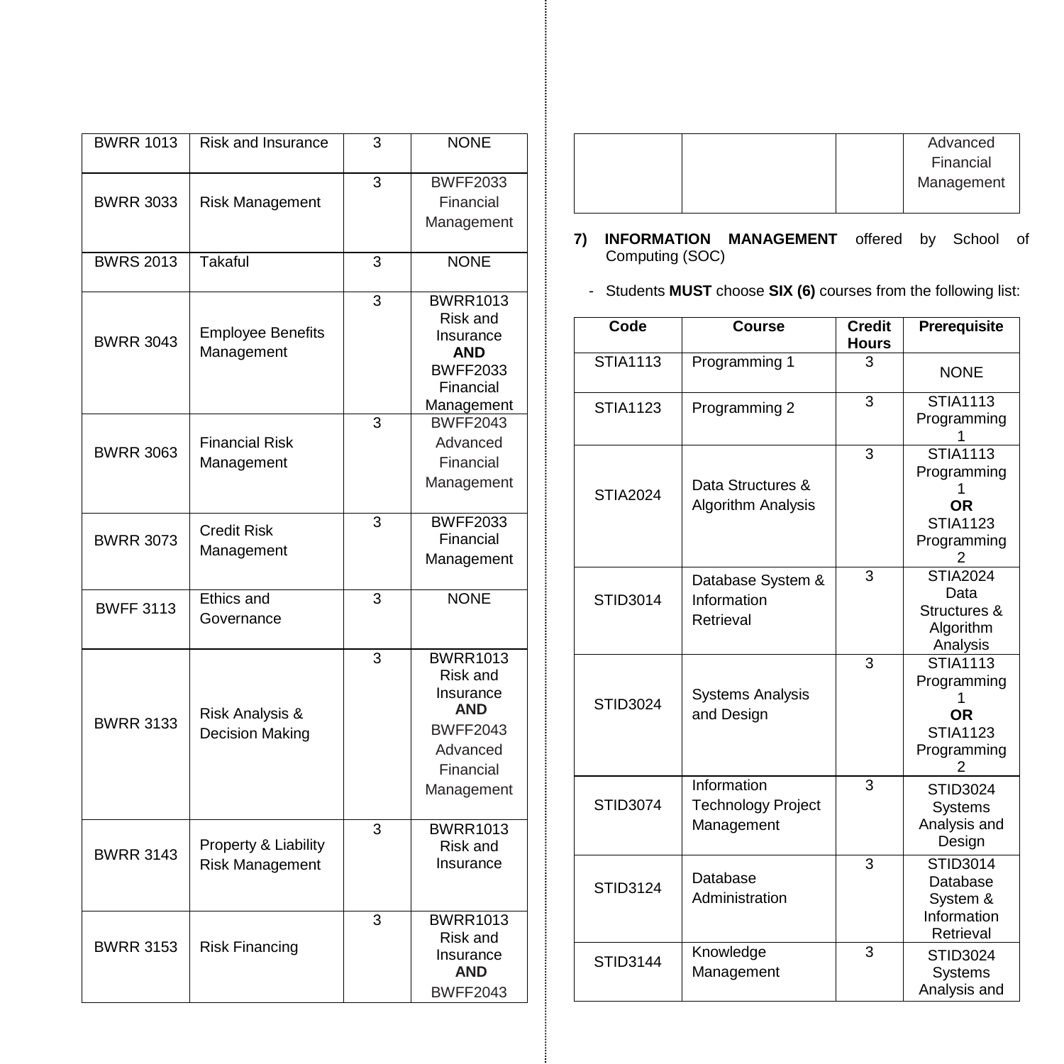| | | | |
|---|---|---|---|
| BWRR 1013 | Risk and Insurance | 3 | NONE |
| BWRR 3033 | Risk Management | 3 | BWFF2033 Financial Management |
| BWRS 2013 | Takaful | 3 | NONE |
| BWRR 3043 | Employee Benefits Management | 3 | BWRR1013 Risk and Insurance **AND** BWFF2033 Financial Management |
| BWRR 3063 | Financial Risk Management | 3 | BWFF2043 Advanced Financial Management |
| BWRR 3073 | Credit Risk Management | 3 | BWFF2033 Financial Management |
| BWFF 3113 | Ethics and Governance | 3 | NONE |
| BWRR 3133 | Risk Analysis & Decision Making | 3 | BWRR1013 Risk and Insurance **AND** BWFF2043 Advanced Financial Management |
| BWRR 3143 | Property & Liability Risk Management | 3 | BWRR1013 Risk and Insurance |
| BWRR 3153 | Risk Financing | 3 | BWRR1013 Risk and Insurance **AND** BWFF2043 Advanced Financial Management |

**7) INFORMATION MANAGEMENT** offered by School of Computing (SOC)

- Students **MUST** choose **SIX (6)** courses from the following list:

| Code | Course | Credit Hours | Prerequisite |
|---|---|---|---|
| STIA1113 | Programming 1 | 3 | NONE |
| STIA1123 | Programming 2 | 3 | STIA1113 Programming 1 |
| STIA2024 | Data Structures & Algorithm Analysis | 3 | STIA1113 Programming 1 **OR** STIA1123 Programming 2 |
| STID3014 | Database System & Information Retrieval | 3 | STIA2024 Data Structures & Algorithm Analysis |
| STID3024 | Systems Analysis and Design | 3 | STIA1113 Programming 1 **OR** STIA1123 Programming 2 |
| STID3074 | Information Technology Project Management | 3 | STID3024 Systems Analysis and Design |
| STID3124 | Database Administration | 3 | STID3014 Database System & Information Retrieval |
| STID3144 | Knowledge Management | 3 | STID3024 Systems Analysis and |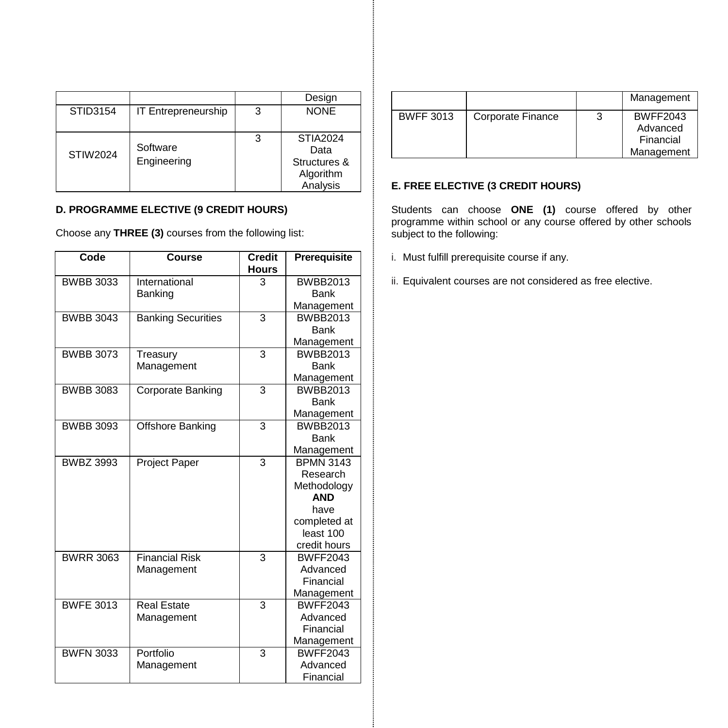| | | | Design |
|---|---|---|---|
| STID3154 | IT Entrepreneurship | 3 | NONE |
| STIW2024 | Software Engineering | 3 | STIA2024 Data Structures & Algorithm Analysis |

**D. PROGRAMME ELECTIVE (9 CREDIT HOURS)**

Choose any **THREE (3)** courses from the following list:

| Code | Course | Credit Hours | Prerequisite |
|---|---|---|---|
| BWBB 3033 | International Banking | 3 | BWBB2013 Bank Management |
| BWBB 3043 | Banking Securities | 3 | BWBB2013 Bank Management |
| BWBB 3073 | Treasury Management | 3 | BWBB2013 Bank Management |
| BWBB 3083 | Corporate Banking | 3 | BWBB2013 Bank Management |
| BWBB 3093 | Offshore Banking | 3 | BWBB2013 Bank Management |
| BWBZ 3993 | Project Paper | 3 | BPMN 3143 Research Methodology **AND** have completed at least 100 credit hours |
| BWRR 3063 | Financial Risk Management | 3 | BWFF2043 Advanced Financial Management |
| BWFE 3013 | Real Estate Management | 3 | BWFF2043 Advanced Financial Management |
| BWFN 3033 | Portfolio Management | 3 | BWFF2043 Advanced Financial Management |
| BWFF 3013 | Corporate Finance | 3 | BWFF2043 Advanced Financial Management |

**E. FREE ELECTIVE (3 CREDIT HOURS)**

Students can choose **ONE (1)** course offered by other programme within school or any course offered by other schools subject to the following:

i. Must fulfill prerequisite course if any.

ii. Equivalent courses are not considered as free elective.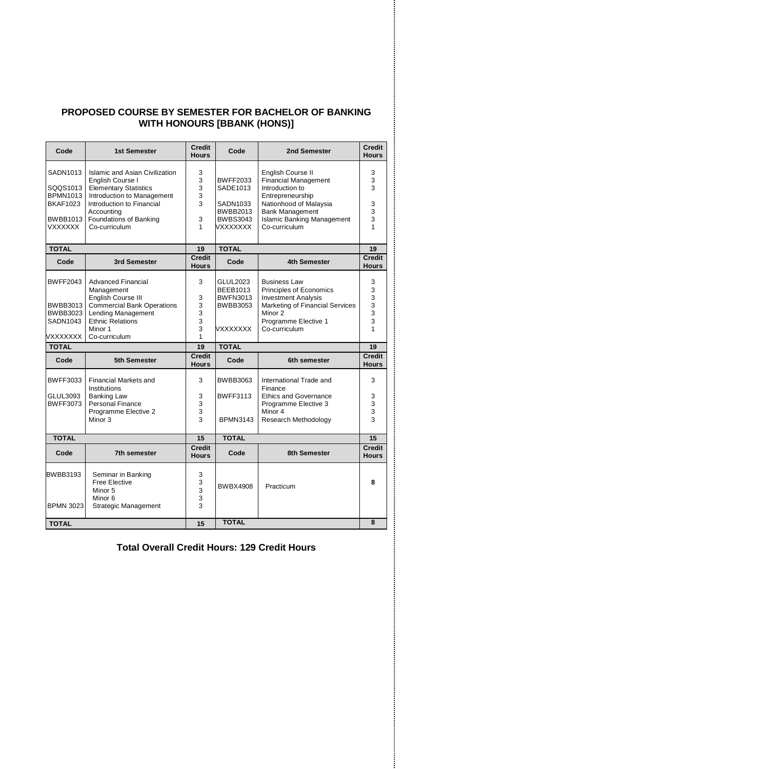## PROPOSED COURSE BY SEMESTER FOR BACHELOR OF BANKING WITH HONOURS [BBANK (HONS)]

| Code | 1st Semester | Credit Hours | Code | 2nd Semester | Credit Hours |
|---|---|---|---|---|---|
| SADN1013 | Islamic and Asian Civilization | 3 | | English Course II | 3 |
| | English Course I | 3 | BWFF2033 | Financial Management | 3 |
| SQQS1013 | Elementary Statistics | 3 | SADE1013 | Introduction to Entrepreneurship | 3 |
| BPMN1013 | Introduction to Management | 3 | SADN1033 | Nationhood of Malaysia | 3 |
| BKAF1023 | Introduction to Financial Accounting | 3 | BWBB2013 | Bank Management | 3 |
| BWBB1013 | Foundations of Banking | 3 | BWBS3043 | Islamic Banking Management | 3 |
| VXXXXXX | Co-curriculum | 1 | VXXXXXXX | Co-curriculum | 1 |
| **TOTAL** | | **19** | **TOTAL** | | **19** |
| **Code** | **3rd Semester** | **Credit Hours** | **Code** | **4th Semester** | **Credit Hours** |
| BWFF2043 | Advanced Financial Management | 3 | GLUL2023 | Business Law | 3 |
| | English Course III | 3 | BEEB1013 | Principles of Economics | 3 |
| BWBB3013 | Commercial Bank Operations | 3 | BWFN3013 | Investment Analysis | 3 |
| BWBB3023 | Lending Management | 3 | BWBB3053 | Marketing of Financial Services | 3 |
| SADN1043 | Ethnic Relations | 3 | | Minor 2 | 3 |
| | Minor 1 | 3 | | Programme Elective 1 | 3 |
| VXXXXXXX | Co-curriculum | 1 | VXXXXXXX | Co-curriculum | 1 |
| **TOTAL** | | **19** | **TOTAL** | | **19** |
| **Code** | **5th Semester** | **Credit Hours** | **Code** | **6th semester** | **Credit Hours** |
| BWFF3033 | Financial Markets and Institutions | 3 | BWBB3063 | International Trade and Finance | 3 |
| GLUL3093 | Banking Law | 3 | BWFF3113 | Ethics and Governance | 3 |
| BWFF3073 | Personal Finance | 3 | | Programme Elective 3 | 3 |
| | Programme Elective 2 | 3 | | Minor 4 | 3 |
| | Minor 3 | 3 | BPMN3143 | Research Methodology | 3 |
| **TOTAL** | | **15** | **TOTAL** | | **15** |
| **Code** | **7th semester** | **Credit Hours** | **Code** | **8th Semester** | **Credit Hours** |
| BWBB3193 | Seminar in Banking | 3 | BWBX4908 | Practicum | **8** |
| | Free Elective | 3 | | | |
| | Minor 5 | 3 | | | |
| | Minor 6 | 3 | | | |
| BPMN 3023 | Strategic Management | 3 | | | |
| **TOTAL** | | **15** | **TOTAL** | | **8** |

**Total Overall Credit Hours: 129 Credit Hours**